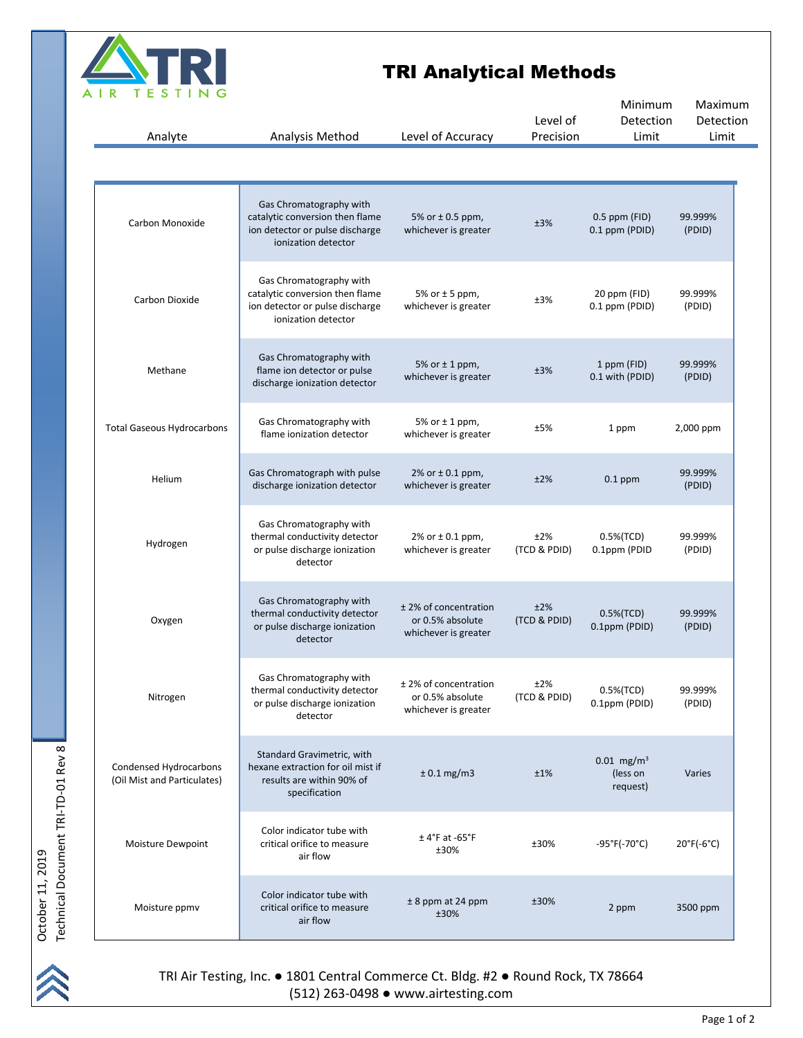# TRI Analytical Methods

| Analyte | Analysis Method | Level of Accuracy | Level of Precision | Minimum Detection Limit | Maximum Detection Limit |
|---|---|---|---|---|---|
| Carbon Monoxide | Gas Chromatography with catalytic conversion then flame ion detector or pulse discharge ionization detector | 5% or ± 0.5 ppm, whichever is greater | ±3% | 0.5 ppm (FID) 0.1 ppm (PDID) | 99.999% (PDID) |
| Carbon Dioxide | Gas Chromatography with catalytic conversion then flame ion detector or pulse discharge ionization detector | 5% or ± 5 ppm, whichever is greater | ±3% | 20 ppm (FID) 0.1 ppm (PDID) | 99.999% (PDID) |
| Methane | Gas Chromatography with flame ion detector or pulse discharge ionization detector | 5% or ± 1 ppm, whichever is greater | ±3% | 1 ppm (FID) 0.1 with (PDID) | 99.999% (PDID) |
| Total Gaseous Hydrocarbons | Gas Chromatography with flame ionization detector | 5% or ± 1 ppm, whichever is greater | ±5% | 1 ppm | 2,000 ppm |
| Helium | Gas Chromatograph with pulse discharge ionization detector | 2% or ± 0.1 ppm, whichever is greater | ±2% | 0.1 ppm | 99.999% (PDID) |
| Hydrogen | Gas Chromatography with thermal conductivity detector or pulse discharge ionization detector | 2% or ± 0.1 ppm, whichever is greater | ±2% (TCD & PDID) | 0.5%(TCD) 0.1ppm (PDID | 99.999% (PDID) |
| Oxygen | Gas Chromatography with thermal conductivity detector or pulse discharge ionization detector | ± 2% of concentration or 0.5% absolute whichever is greater | ±2% (TCD & PDID) | 0.5%(TCD) 0.1ppm (PDID) | 99.999% (PDID) |
| Nitrogen | Gas Chromatography with thermal conductivity detector or pulse discharge ionization detector | ± 2% of concentration or 0.5% absolute whichever is greater | ±2% (TCD & PDID) | 0.5%(TCD) 0.1ppm (PDID) | 99.999% (PDID) |
| Condensed Hydrocarbons (Oil Mist and Particulates) | Standard Gravimetric, with hexane extraction for oil mist if results are within 90% of specification | ± 0.1 mg/m3 | ±1% | 0.01 $mg/m^3$ (less on request) | Varies |
| Moisture Dewpoint | Color indicator tube with critical orifice to measure air flow | ± 4°F at -65°F ±30% | ±30% | -95°F(-70°C) | 20°F(-6°C) |
| Moisture ppmv | Color indicator tube with critical orifice to measure air flow | ± 8 ppm at 24 ppm ±30% | ±30% | 2 ppm | 3500 ppm |

October 11, 2019
Technical Document TRI-TD-01 Rev 8

TRI Air Testing, Inc. ● 1801 Central Commerce Ct. Bldg. #2 ● Round Rock, TX 78664
(512) 263-0498 ● www.airtesting.com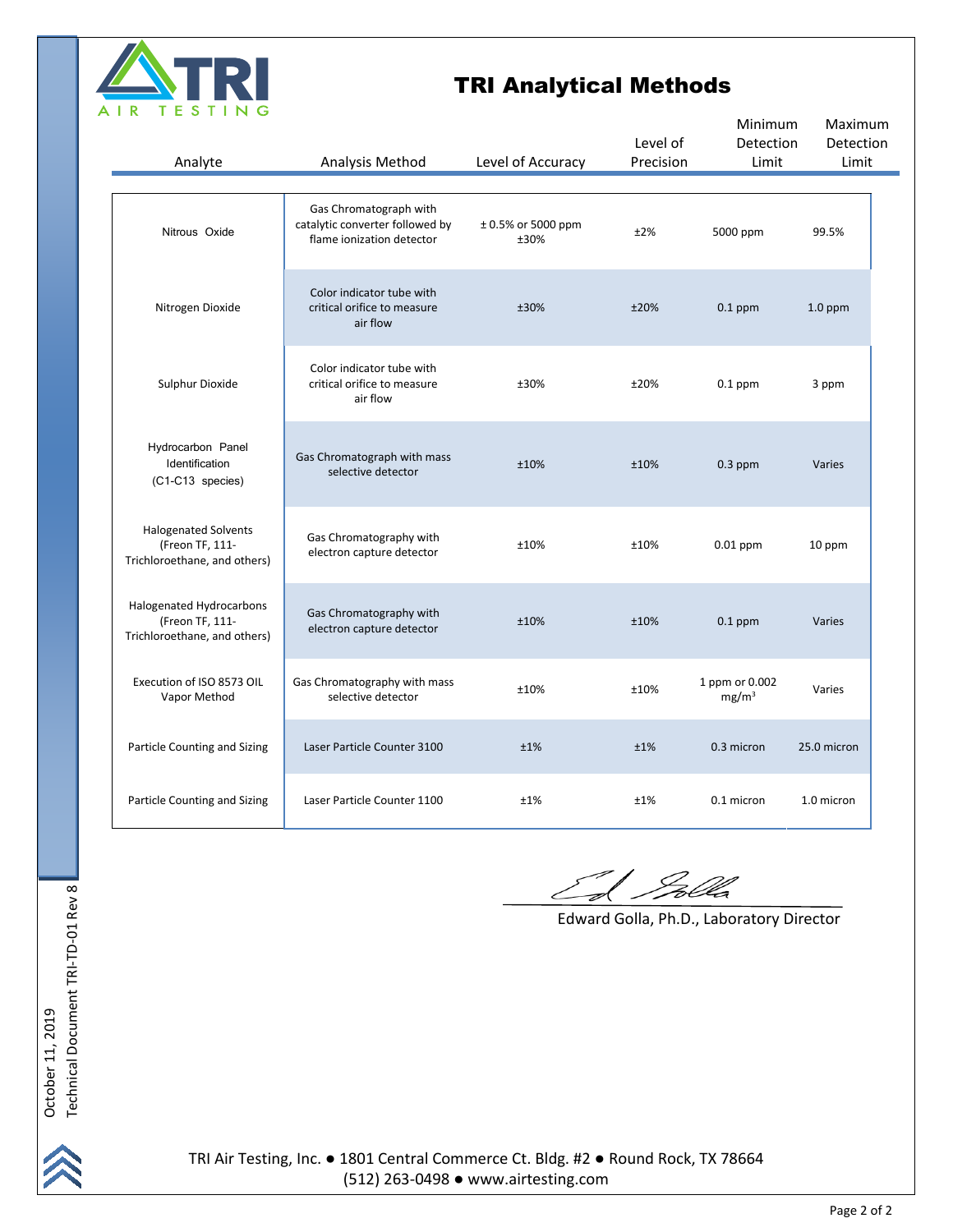# TRI Analytical Methods

TRI AIR TESTING

| Analyte | Analysis Method | Level of Accuracy | Level of Precision | Minimum Detection Limit | Maximum Detection Limit |
|---|---|---|---|---|---|
| Nitrous Oxide | Gas Chromatograph with catalytic converter followed by flame ionization detector | ± 0.5% or 5000 ppm ±30% | ±2% | 5000 ppm | 99.5% |
| Nitrogen Dioxide | Color indicator tube with critical orifice to measure air flow | ±30% | ±20% | 0.1 ppm | 1.0 ppm |
| Sulphur Dioxide | Color indicator tube with critical orifice to measure air flow | ±30% | ±20% | 0.1 ppm | 3 ppm |
| Hydrocarbon Panel Identification (C1-C13 species) | Gas Chromatograph with mass selective detector | ±10% | ±10% | 0.3 ppm | Varies |
| Halogenated Solvents (Freon TF, 111-Trichloroethane, and others) | Gas Chromatography with electron capture detector | ±10% | ±10% | 0.01 ppm | 10 ppm |
| Halogenated Hydrocarbons (Freon TF, 111-Trichloroethane, and others) | Gas Chromatography with electron capture detector | ±10% | ±10% | 0.1 ppm | Varies |
| Execution of ISO 8573 OIL Vapor Method | Gas Chromatography with mass selective detector | ±10% | ±10% | 1 ppm or 0.002 $mg/m^3$ | Varies |
| Particle Counting and Sizing | Laser Particle Counter 3100 | ±1% | ±1% | 0.3 micron | 25.0 micron |
| Particle Counting and Sizing | Laser Particle Counter 1100 | ±1% | ±1% | 0.1 micron | 1.0 micron |

Edward Golla, Ph.D., Laboratory Director

October 11, 2019
Technical Document TRI-TD-01 Rev 8

TRI Air Testing, Inc. ● 1801 Central Commerce Ct. Bldg. #2 ● Round Rock, TX 78664
(512) 263-0498 ● www.airtesting.com